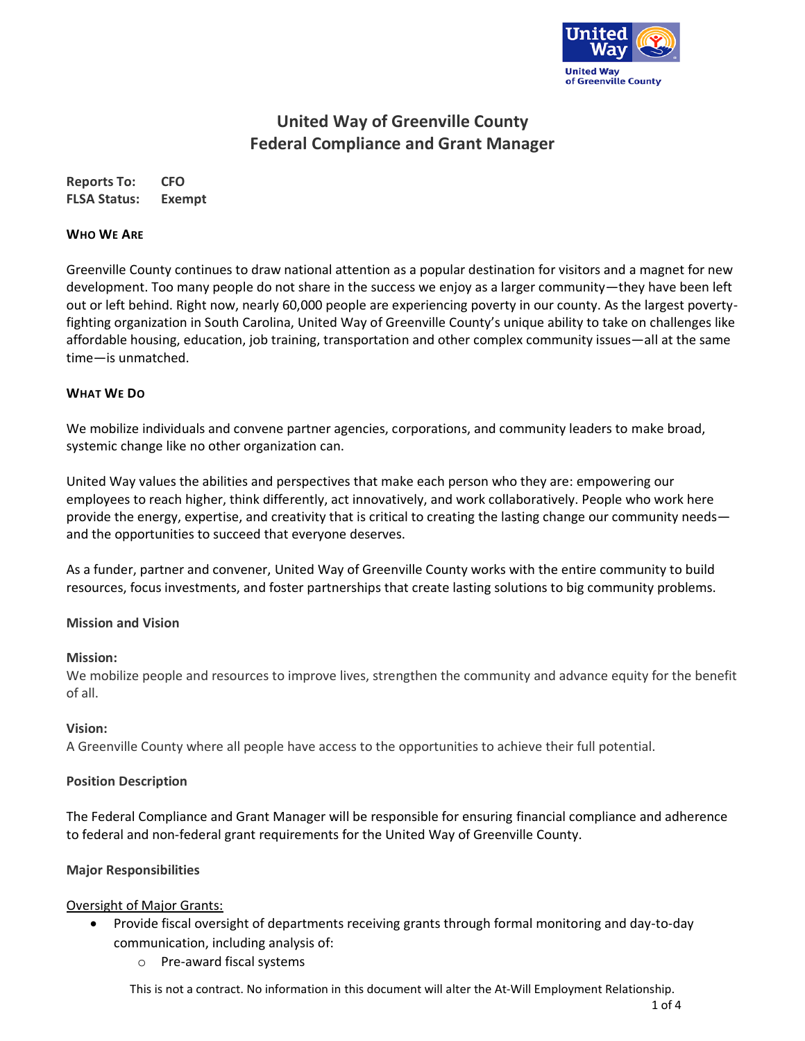# United Way of Greenville County
## Federal Compliance and Grant Manager

**Reports To:** CFO
**FLSA Status:** Exempt

### WHO WE ARE

Greenville County continues to draw national attention as a popular destination for visitors and a magnet for new development. Too many people do not share in the success we enjoy as a larger community—they have been left out or left behind. Right now, nearly 60,000 people are experiencing poverty in our county. As the largest poverty-fighting organization in South Carolina, United Way of Greenville County's unique ability to take on challenges like affordable housing, education, job training, transportation and other complex community issues—all at the same time—is unmatched.

### WHAT WE DO

We mobilize individuals and convene partner agencies, corporations, and community leaders to make broad, systemic change like no other organization can.

United Way values the abilities and perspectives that make each person who they are: empowering our employees to reach higher, think differently, act innovatively, and work collaboratively. People who work here provide the energy, expertise, and creativity that is critical to creating the lasting change our community needs—and the opportunities to succeed that everyone deserves.

As a funder, partner and convener, United Way of Greenville County works with the entire community to build resources, focus investments, and foster partnerships that create lasting solutions to big community problems.

### Mission and Vision

**Mission:**
We mobilize people and resources to improve lives, strengthen the community and advance equity for the benefit of all.

**Vision:**
A Greenville County where all people have access to the opportunities to achieve their full potential.

### Position Description

The Federal Compliance and Grant Manager will be responsible for ensuring financial compliance and adherence to federal and non-federal grant requirements for the United Way of Greenville County.

### Major Responsibilities

Oversight of Major Grants:

- Provide fiscal oversight of departments receiving grants through formal monitoring and day-to-day communication, including analysis of:
  - Pre-award fiscal systems

This is not a contract. No information in this document will alter the At-Will Employment Relationship.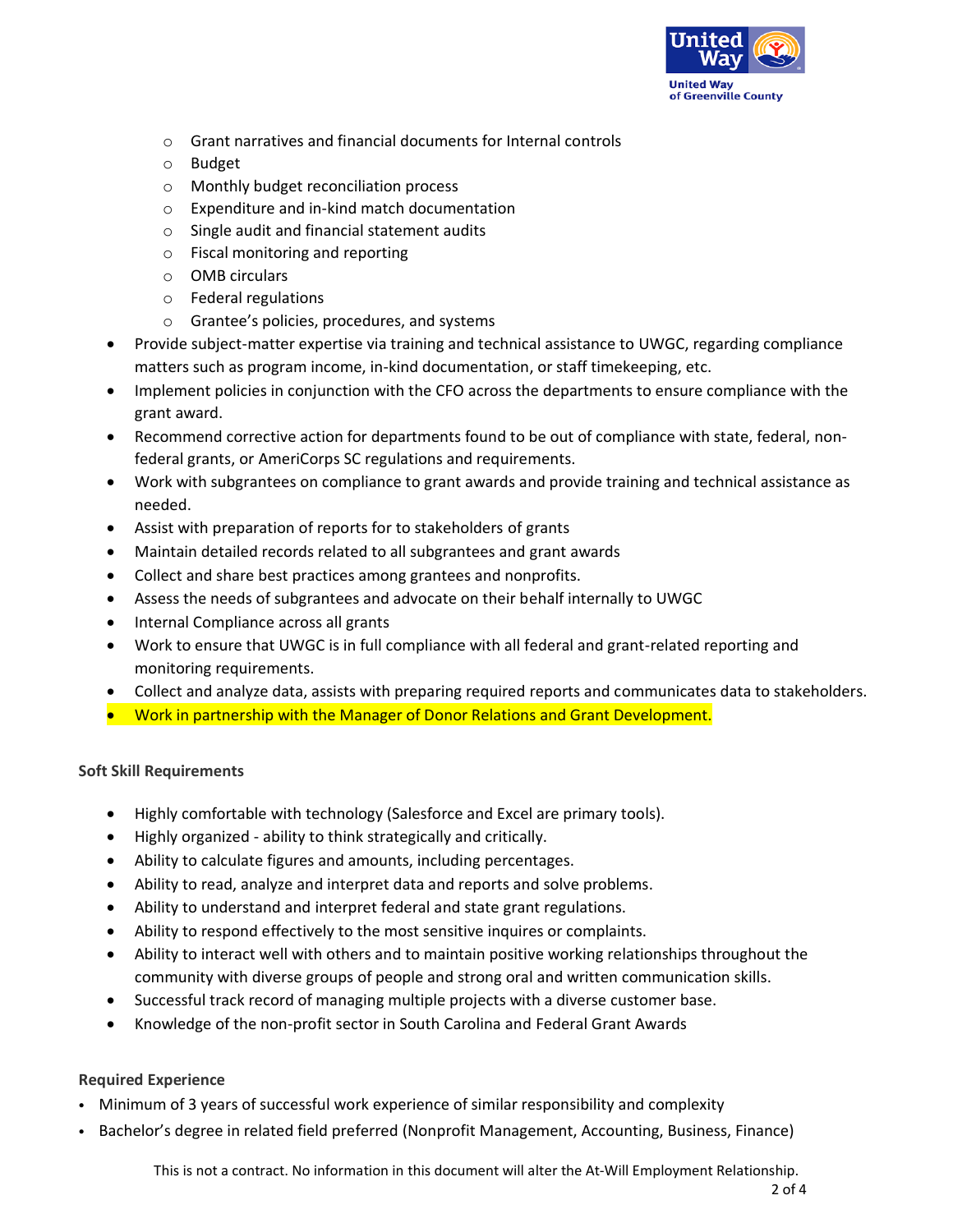- Grant narratives and financial documents for Internal controls
  - Budget
  - Monthly budget reconciliation process
  - Expenditure and in-kind match documentation
  - Single audit and financial statement audits
  - Fiscal monitoring and reporting
  - OMB circulars
  - Federal regulations
  - Grantee's policies, procedures, and systems
- Provide subject-matter expertise via training and technical assistance to UWGC, regarding compliance matters such as program income, in-kind documentation, or staff timekeeping, etc.
- Implement policies in conjunction with the CFO across the departments to ensure compliance with the grant award.
- Recommend corrective action for departments found to be out of compliance with state, federal, non-federal grants, or AmeriCorps SC regulations and requirements.
- Work with subgrantees on compliance to grant awards and provide training and technical assistance as needed.
- Assist with preparation of reports for to stakeholders of grants
- Maintain detailed records related to all subgrantees and grant awards
- Collect and share best practices among grantees and nonprofits.
- Assess the needs of subgrantees and advocate on their behalf internally to UWGC
- Internal Compliance across all grants
- Work to ensure that UWGC is in full compliance with all federal and grant-related reporting and monitoring requirements.
- Collect and analyze data, assists with preparing required reports and communicates data to stakeholders.
- Work in partnership with the Manager of Donor Relations and Grant Development.

**Soft Skill Requirements**

- Highly comfortable with technology (Salesforce and Excel are primary tools).
- Highly organized - ability to think strategically and critically.
- Ability to calculate figures and amounts, including percentages.
- Ability to read, analyze and interpret data and reports and solve problems.
- Ability to understand and interpret federal and state grant regulations.
- Ability to respond effectively to the most sensitive inquires or complaints.
- Ability to interact well with others and to maintain positive working relationships throughout the community with diverse groups of people and strong oral and written communication skills.
- Successful track record of managing multiple projects with a diverse customer base.
- Knowledge of the non-profit sector in South Carolina and Federal Grant Awards

**Required Experience**

- Minimum of 3 years of successful work experience of similar responsibility and complexity
- Bachelor's degree in related field preferred (Nonprofit Management, Accounting, Business, Finance)

This is not a contract. No information in this document will alter the At-Will Employment Relationship.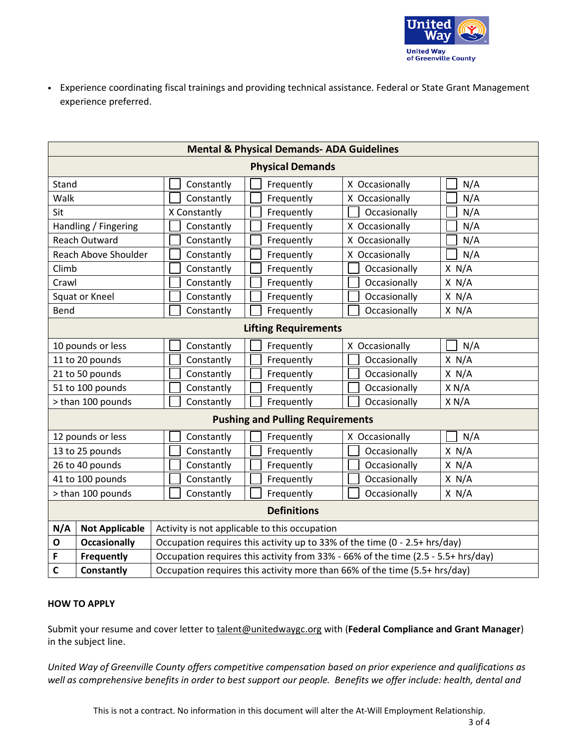- Experience coordinating fiscal trainings and providing technical assistance. Federal or State Grant Management experience preferred.

| Mental & Physical Demands- ADA Guidelines | | | | |
|---|---|---|---|---|
| **Physical Demands** | | | | |
| Stand | ☐ Constantly | ☐ Frequently | X Occasionally | ☐ N/A |
| Walk | ☐ Constantly | ☐ Frequently | X Occasionally | ☐ N/A |
| Sit | X Constantly | ☐ Frequently | ☐ Occasionally | ☐ N/A |
| Handling / Fingering | ☐ Constantly | ☐ Frequently | X Occasionally | ☐ N/A |
| Reach Outward | ☐ Constantly | ☐ Frequently | X Occasionally | ☐ N/A |
| Reach Above Shoulder | ☐ Constantly | ☐ Frequently | X Occasionally | ☐ N/A |
| Climb | ☐ Constantly | ☐ Frequently | ☐ Occasionally | X N/A |
| Crawl | ☐ Constantly | ☐ Frequently | ☐ Occasionally | X N/A |
| Squat or Kneel | ☐ Constantly | ☐ Frequently | ☐ Occasionally | X N/A |
| Bend | ☐ Constantly | ☐ Frequently | ☐ Occasionally | X N/A |
| **Lifting Requirements** | | | | |
| 10 pounds or less | ☐ Constantly | ☐ Frequently | X Occasionally | ☐ N/A |
| 11 to 20 pounds | ☐ Constantly | ☐ Frequently | ☐ Occasionally | X N/A |
| 21 to 50 pounds | ☐ Constantly | ☐ Frequently | ☐ Occasionally | X N/A |
| 51 to 100 pounds | ☐ Constantly | ☐ Frequently | ☐ Occasionally | X N/A |
| > than 100 pounds | ☐ Constantly | ☐ Frequently | ☐ Occasionally | X N/A |
| **Pushing and Pulling Requirements** | | | | |
| 12 pounds or less | ☐ Constantly | ☐ Frequently | X Occasionally | ☐ N/A |
| 13 to 25 pounds | ☐ Constantly | ☐ Frequently | ☐ Occasionally | X N/A |
| 26 to 40 pounds | ☐ Constantly | ☐ Frequently | ☐ Occasionally | X N/A |
| 41 to 100 pounds | ☐ Constantly | ☐ Frequently | ☐ Occasionally | X N/A |
| > than 100 pounds | ☐ Constantly | ☐ Frequently | ☐ Occasionally | X N/A |

| Definitions | | |
|---|---|---|
| **N/A** | **Not Applicable** | Activity is not applicable to this occupation |
| **O** | **Occasionally** | Occupation requires this activity up to 33% of the time (0 - 2.5+ hrs/day) |
| **F** | **Frequently** | Occupation requires this activity from 33% - 66% of the time (2.5 - 5.5+ hrs/day) |
| **C** | **Constantly** | Occupation requires this activity more than 66% of the time (5.5+ hrs/day) |

**HOW TO APPLY**

Submit your resume and cover letter to talent@unitedwaygc.org with (**Federal Compliance and Grant Manager**) in the subject line.

*United Way of Greenville County offers competitive compensation based on prior experience and qualifications as well as comprehensive benefits in order to best support our people. Benefits we offer include: health, dental and*

This is not a contract. No information in this document will alter the At-Will Employment Relationship.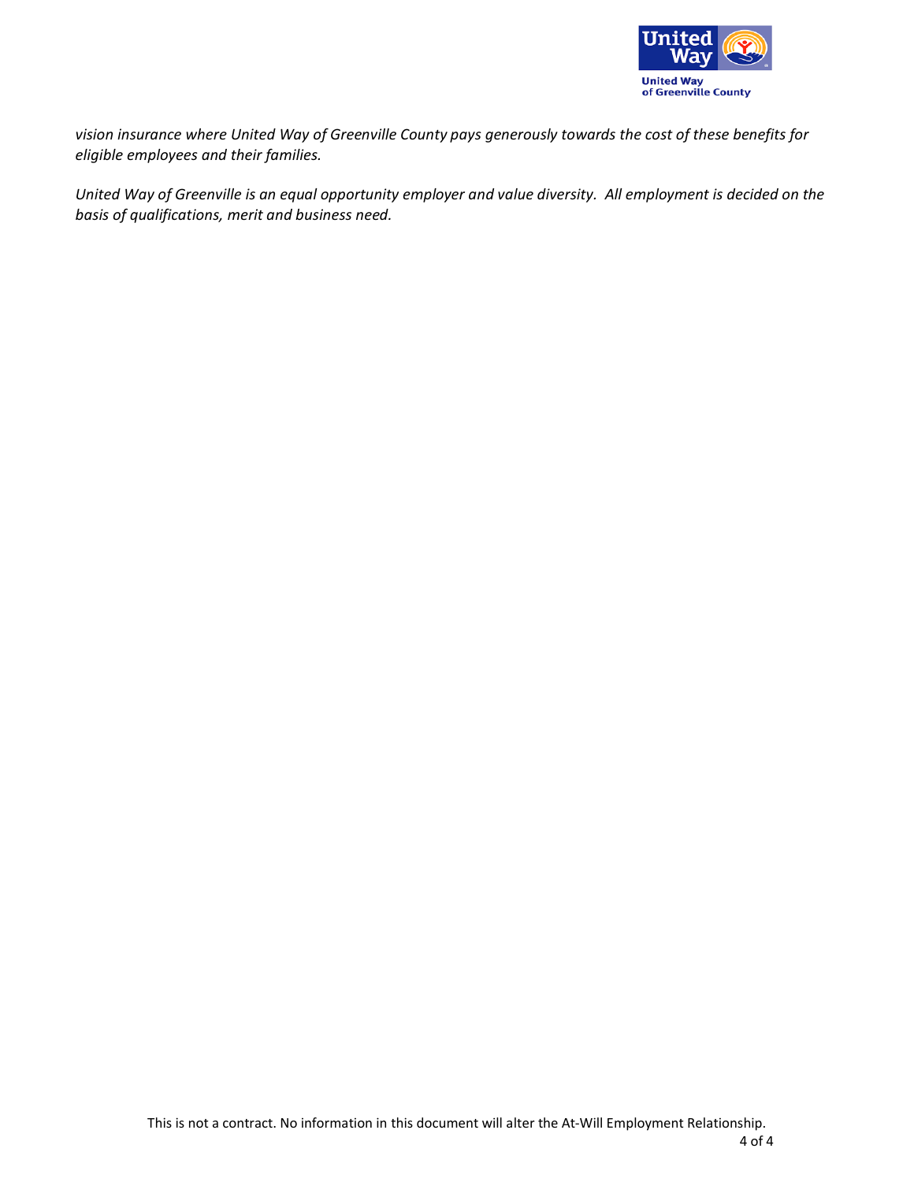*vision insurance where United Way of Greenville County pays generously towards the cost of these benefits for eligible employees and their families.*

*United Way of Greenville is an equal opportunity employer and value diversity. All employment is decided on the basis of qualifications, merit and business need.*

This is not a contract. No information in this document will alter the At-Will Employment Relationship.